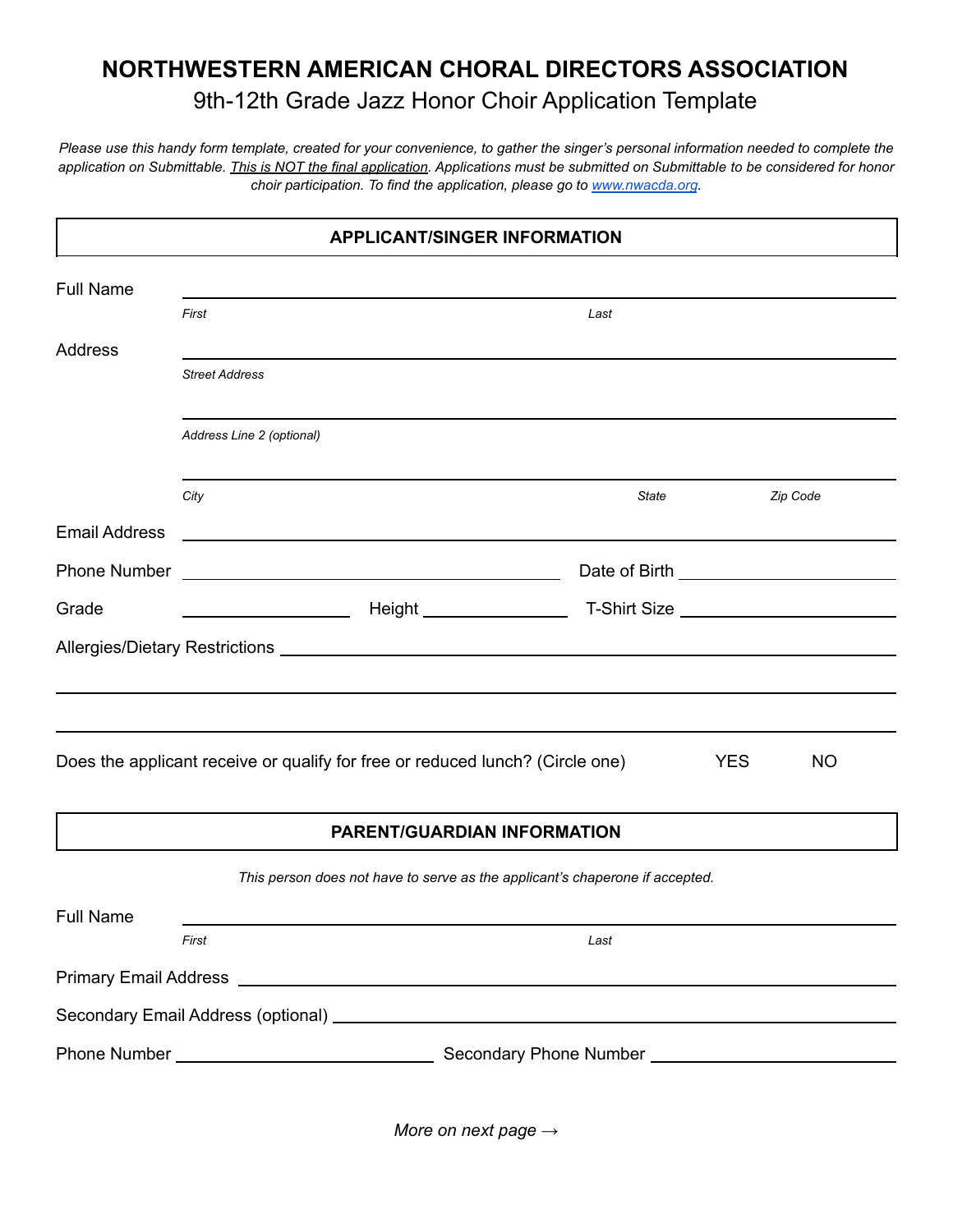# NORTHWESTERN AMERICAN CHORAL DIRECTORS ASSOCIATION

## 9th-12th Grade Jazz Honor Choir Application Template

*Please use this handy form template, created for your convenience, to gather the singer's personal information needed to complete the application on Submittable. This is NOT the final application. Applications must be submitted on Submittable to be considered for honor choir participation. To find the application, please go to [www.nwacda.org](http://www.nwacda.org).*

### APPLICANT/SINGER INFORMATION

Full Name ______________________________________________

*First* *Last*

Address ______________________________________________

*Street Address*

______________________________________________

*Address Line 2 (optional)*

______________________________________________

*City* *State* *Zip Code*

Email Address ______________________________________________

Phone Number ______________________ Date of Birth ______________________

Grade ____________ Height ____________ T-Shirt Size ____________

Allergies/Dietary Restrictions ______________________________________________

______________________________________________

______________________________________________

Does the applicant receive or qualify for free or reduced lunch? (Circle one) YES NO

### PARENT/GUARDIAN INFORMATION

*This person does not have to serve as the applicant's chaperone if accepted.*

Full Name ______________________________________________

*First* *Last*

Primary Email Address ______________________________________________

Secondary Email Address (optional) ______________________________________________

Phone Number ______________________ Secondary Phone Number ______________________

*More on next page →*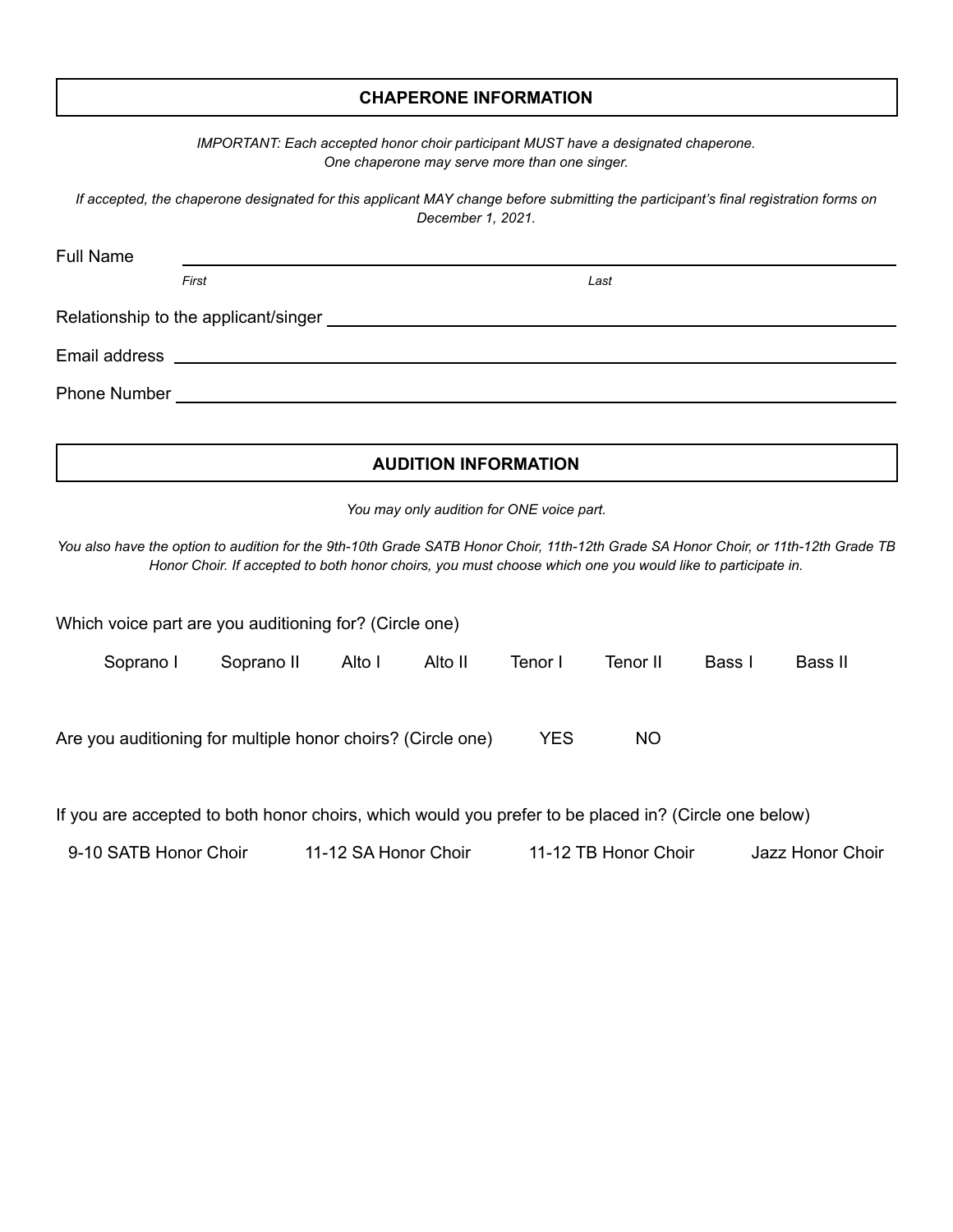## CHAPERONE INFORMATION

*IMPORTANT: Each accepted honor choir participant MUST have a designated chaperone.*
*One chaperone may serve more than one singer.*

*If accepted, the chaperone designated for this applicant MAY change before submitting the participant's final registration forms on December 1, 2021.*

Full Name ______________________________________________
*First* *Last*

Relationship to the applicant/singer ______________________________

Email address ______________________________________________

Phone Number ______________________________________________

## AUDITION INFORMATION

*You may only audition for ONE voice part.*

*You also have the option to audition for the 9th-10th Grade SATB Honor Choir, 11th-12th Grade SA Honor Choir, or 11th-12th Grade TB Honor Choir. If accepted to both honor choirs, you must choose which one you would like to participate in.*

Which voice part are you auditioning for? (Circle one)

Soprano I    Soprano II    Alto I    Alto II    Tenor I    Tenor II    Bass I    Bass II

Are you auditioning for multiple honor choirs? (Circle one)    YES    NO

If you are accepted to both honor choirs, which would you prefer to be placed in? (Circle one below)

9-10 SATB Honor Choir    11-12 SA Honor Choir    11-12 TB Honor Choir    Jazz Honor Choir